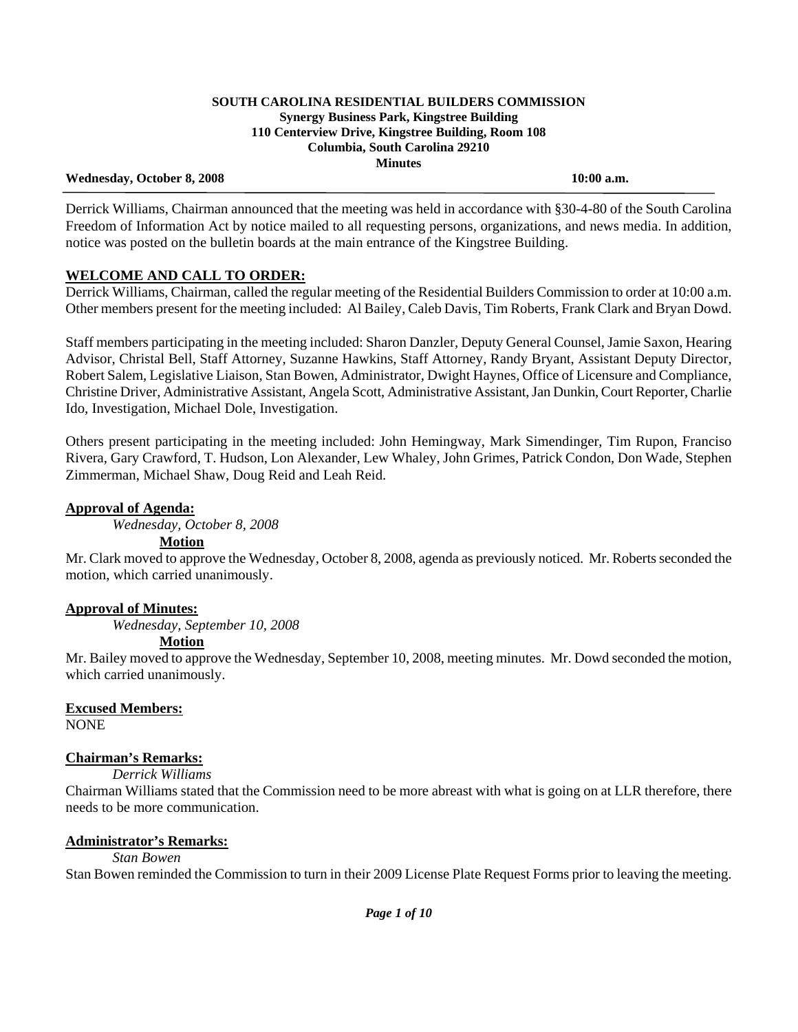**SOUTH CAROLINA RESIDENTIAL BUILDERS COMMISSION**
**Synergy Business Park, Kingstree Building**
**110 Centerview Drive, Kingstree Building, Room 108**
**Columbia, South Carolina 29210**
**Minutes**

**Wednesday, October 8, 2008** **10:00 a.m.**

---

Derrick Williams, Chairman announced that the meeting was held in accordance with §30-4-80 of the South Carolina Freedom of Information Act by notice mailed to all requesting persons, organizations, and news media. In addition, notice was posted on the bulletin boards at the main entrance of the Kingstree Building.

## WELCOME AND CALL TO ORDER:

Derrick Williams, Chairman, called the regular meeting of the Residential Builders Commission to order at 10:00 a.m. Other members present for the meeting included: Al Bailey, Caleb Davis, Tim Roberts, Frank Clark and Bryan Dowd.

Staff members participating in the meeting included: Sharon Danzler, Deputy General Counsel, Jamie Saxon, Hearing Advisor, Christal Bell, Staff Attorney, Suzanne Hawkins, Staff Attorney, Randy Bryant, Assistant Deputy Director, Robert Salem, Legislative Liaison, Stan Bowen, Administrator, Dwight Haynes, Office of Licensure and Compliance, Christine Driver, Administrative Assistant, Angela Scott, Administrative Assistant, Jan Dunkin, Court Reporter, Charlie Ido, Investigation, Michael Dole, Investigation.

Others present participating in the meeting included: John Hemingway, Mark Simendinger, Tim Rupon, Franciso Rivera, Gary Crawford, T. Hudson, Lon Alexander, Lew Whaley, John Grimes, Patrick Condon, Don Wade, Stephen Zimmerman, Michael Shaw, Doug Reid and Leah Reid.

### Approval of Agenda:

*Wednesday, October 8, 2008*

**Motion**

Mr. Clark moved to approve the Wednesday, October 8, 2008, agenda as previously noticed. Mr. Roberts seconded the motion, which carried unanimously.

### Approval of Minutes:

*Wednesday, September 10, 2008*

**Motion**

Mr. Bailey moved to approve the Wednesday, September 10, 2008, meeting minutes. Mr. Dowd seconded the motion, which carried unanimously.

### Excused Members:

NONE

### Chairman's Remarks:

*Derrick Williams*

Chairman Williams stated that the Commission need to be more abreast with what is going on at LLR therefore, there needs to be more communication.

### Administrator's Remarks:

*Stan Bowen*

Stan Bowen reminded the Commission to turn in their 2009 License Plate Request Forms prior to leaving the meeting.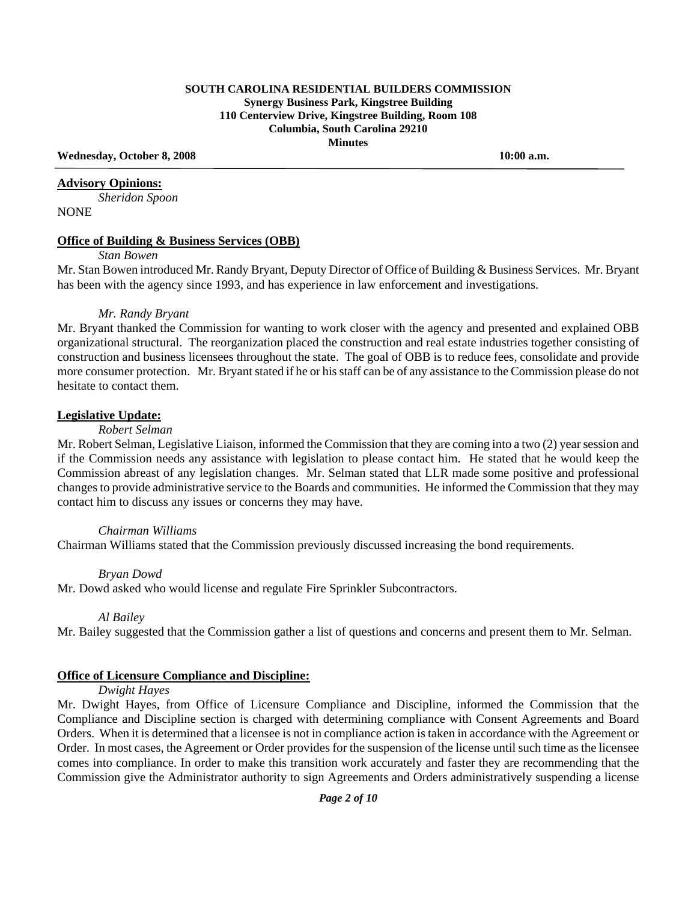**SOUTH CAROLINA RESIDENTIAL BUILDERS COMMISSION**
**Synergy Business Park, Kingstree Building**
**110 Centerview Drive, Kingstree Building, Room 108**
**Columbia, South Carolina 29210**
**Minutes**

**Wednesday, October 8, 2008** **10:00 a.m.**

**Advisory Opinions:**

*Sheridon Spoon*

NONE

**Office of Building & Business Services (OBB)**

*Stan Bowen*

Mr. Stan Bowen introduced Mr. Randy Bryant, Deputy Director of Office of Building & Business Services. Mr. Bryant has been with the agency since 1993, and has experience in law enforcement and investigations.

*Mr. Randy Bryant*

Mr. Bryant thanked the Commission for wanting to work closer with the agency and presented and explained OBB organizational structural. The reorganization placed the construction and real estate industries together consisting of construction and business licensees throughout the state. The goal of OBB is to reduce fees, consolidate and provide more consumer protection. Mr. Bryant stated if he or his staff can be of any assistance to the Commission please do not hesitate to contact them.

**Legislative Update:**

*Robert Selman*

Mr. Robert Selman, Legislative Liaison, informed the Commission that they are coming into a two (2) year session and if the Commission needs any assistance with legislation to please contact him. He stated that he would keep the Commission abreast of any legislation changes. Mr. Selman stated that LLR made some positive and professional changes to provide administrative service to the Boards and communities. He informed the Commission that they may contact him to discuss any issues or concerns they may have.

*Chairman Williams*

Chairman Williams stated that the Commission previously discussed increasing the bond requirements.

*Bryan Dowd*

Mr. Dowd asked who would license and regulate Fire Sprinkler Subcontractors.

*Al Bailey*

Mr. Bailey suggested that the Commission gather a list of questions and concerns and present them to Mr. Selman.

**Office of Licensure Compliance and Discipline:**

*Dwight Hayes*

Mr. Dwight Hayes, from Office of Licensure Compliance and Discipline, informed the Commission that the Compliance and Discipline section is charged with determining compliance with Consent Agreements and Board Orders. When it is determined that a licensee is not in compliance action is taken in accordance with the Agreement or Order. In most cases, the Agreement or Order provides for the suspension of the license until such time as the licensee comes into compliance. In order to make this transition work accurately and faster they are recommending that the Commission give the Administrator authority to sign Agreements and Orders administratively suspending a license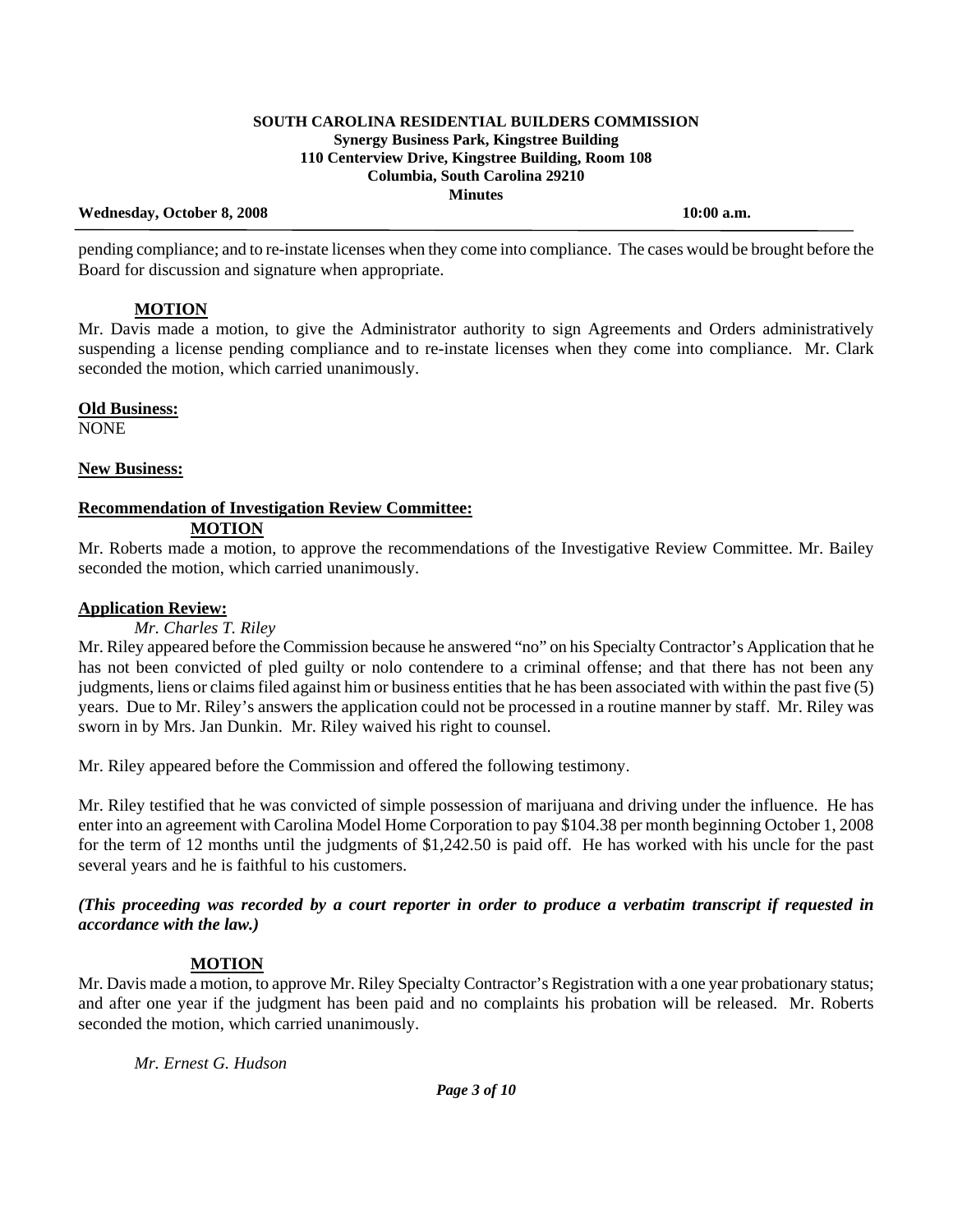pending compliance; and to re-instate licenses when they come into compliance. The cases would be brought before the Board for discussion and signature when appropriate.

**MOTION**

Mr. Davis made a motion, to give the Administrator authority to sign Agreements and Orders administratively suspending a license pending compliance and to re-instate licenses when they come into compliance. Mr. Clark seconded the motion, which carried unanimously.

**Old Business:**

NONE

**New Business:**

**Recommendation of Investigation Review Committee:**

**MOTION**

Mr. Roberts made a motion, to approve the recommendations of the Investigative Review Committee. Mr. Bailey seconded the motion, which carried unanimously.

**Application Review:**

*Mr. Charles T. Riley*

Mr. Riley appeared before the Commission because he answered "no" on his Specialty Contractor's Application that he has not been convicted of pled guilty or nolo contendere to a criminal offense; and that there has not been any judgments, liens or claims filed against him or business entities that he has been associated with within the past five (5) years. Due to Mr. Riley's answers the application could not be processed in a routine manner by staff. Mr. Riley was sworn in by Mrs. Jan Dunkin. Mr. Riley waived his right to counsel.

Mr. Riley appeared before the Commission and offered the following testimony.

Mr. Riley testified that he was convicted of simple possession of marijuana and driving under the influence. He has enter into an agreement with Carolina Model Home Corporation to pay $104.38 per month beginning October 1, 2008 for the term of 12 months until the judgments of $1,242.50 is paid off. He has worked with his uncle for the past several years and he is faithful to his customers.

***(This proceeding was recorded by a court reporter in order to produce a verbatim transcript if requested in accordance with the law.)***

**MOTION**

Mr. Davis made a motion, to approve Mr. Riley Specialty Contractor's Registration with a one year probationary status; and after one year if the judgment has been paid and no complaints his probation will be released. Mr. Roberts seconded the motion, which carried unanimously.

*Mr. Ernest G. Hudson*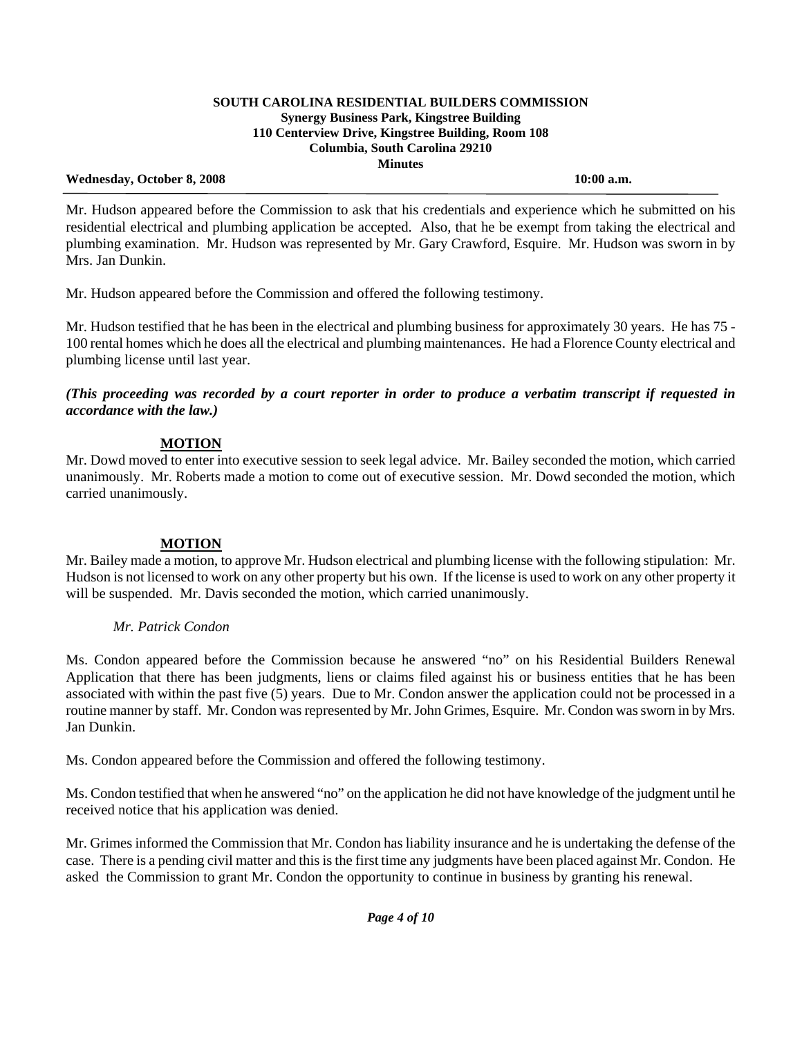**SOUTH CAROLINA RESIDENTIAL BUILDERS COMMISSION**
**Synergy Business Park, Kingstree Building**
**110 Centerview Drive, Kingstree Building, Room 108**
**Columbia, South Carolina 29210**
**Minutes**

**Wednesday, October 8, 2008** **10:00 a.m.**

Mr. Hudson appeared before the Commission to ask that his credentials and experience which he submitted on his residential electrical and plumbing application be accepted. Also, that he be exempt from taking the electrical and plumbing examination. Mr. Hudson was represented by Mr. Gary Crawford, Esquire. Mr. Hudson was sworn in by Mrs. Jan Dunkin.

Mr. Hudson appeared before the Commission and offered the following testimony.

Mr. Hudson testified that he has been in the electrical and plumbing business for approximately 30 years. He has 75 - 100 rental homes which he does all the electrical and plumbing maintenances. He had a Florence County electrical and plumbing license until last year.

***(This proceeding was recorded by a court reporter in order to produce a verbatim transcript if requested in accordance with the law.)***

**MOTION**

Mr. Dowd moved to enter into executive session to seek legal advice. Mr. Bailey seconded the motion, which carried unanimously. Mr. Roberts made a motion to come out of executive session. Mr. Dowd seconded the motion, which carried unanimously.

**MOTION**

Mr. Bailey made a motion, to approve Mr. Hudson electrical and plumbing license with the following stipulation: Mr. Hudson is not licensed to work on any other property but his own. If the license is used to work on any other property it will be suspended. Mr. Davis seconded the motion, which carried unanimously.

*Mr. Patrick Condon*

Ms. Condon appeared before the Commission because he answered "no" on his Residential Builders Renewal Application that there has been judgments, liens or claims filed against his or business entities that he has been associated with within the past five (5) years. Due to Mr. Condon answer the application could not be processed in a routine manner by staff. Mr. Condon was represented by Mr. John Grimes, Esquire. Mr. Condon was sworn in by Mrs. Jan Dunkin.

Ms. Condon appeared before the Commission and offered the following testimony.

Ms. Condon testified that when he answered "no" on the application he did not have knowledge of the judgment until he received notice that his application was denied.

Mr. Grimes informed the Commission that Mr. Condon has liability insurance and he is undertaking the defense of the case. There is a pending civil matter and this is the first time any judgments have been placed against Mr. Condon. He asked the Commission to grant Mr. Condon the opportunity to continue in business by granting his renewal.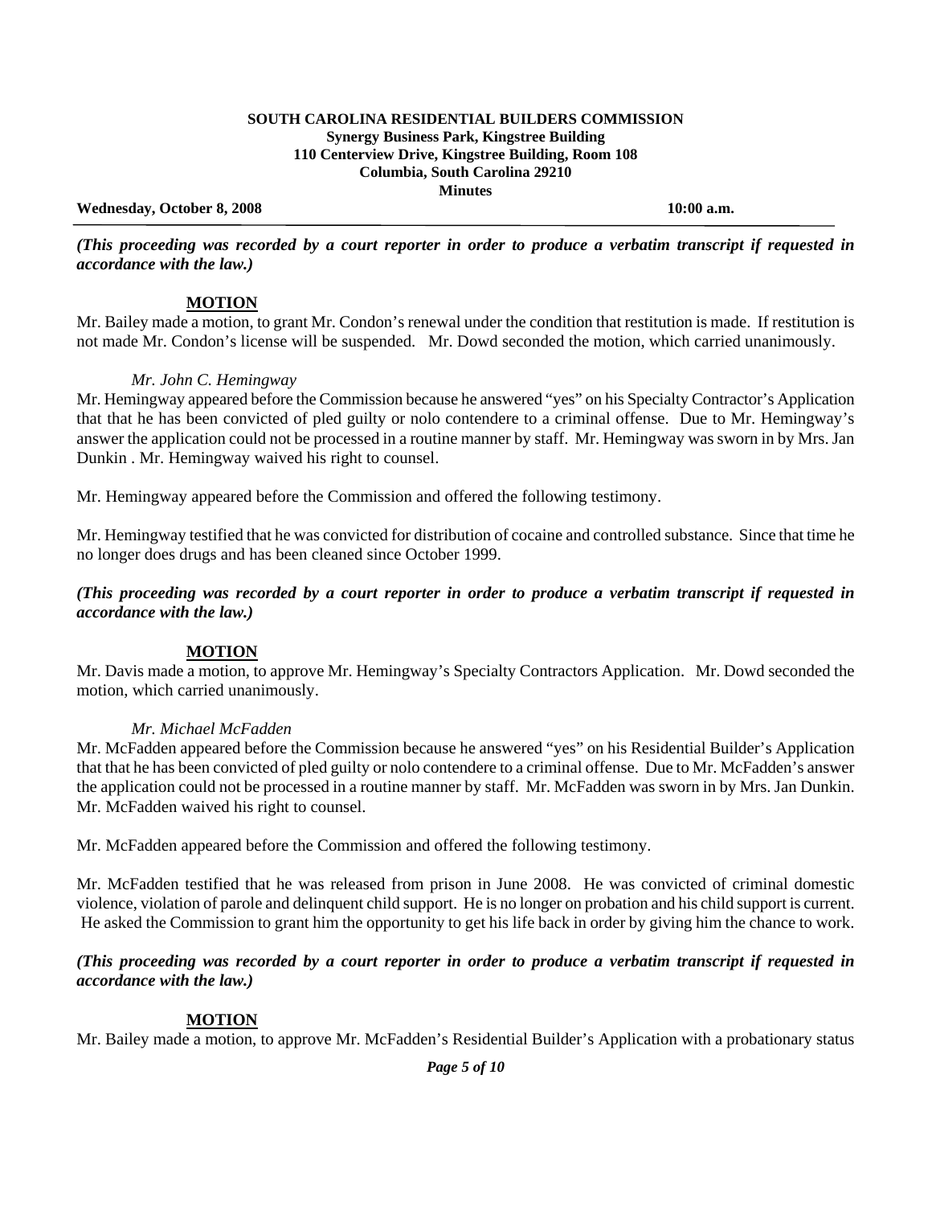**SOUTH CAROLINA RESIDENTIAL BUILDERS COMMISSION**
**Synergy Business Park, Kingstree Building**
**110 Centerview Drive, Kingstree Building, Room 108**
**Columbia, South Carolina 29210**
**Minutes**

**Wednesday, October 8, 2008** **10:00 a.m.**

***(This proceeding was recorded by a court reporter in order to produce a verbatim transcript if requested in accordance with the law.)***

**MOTION**

Mr. Bailey made a motion, to grant Mr. Condon's renewal under the condition that restitution is made. If restitution is not made Mr. Condon's license will be suspended. Mr. Dowd seconded the motion, which carried unanimously.

*Mr. John C. Hemingway*

Mr. Hemingway appeared before the Commission because he answered "yes" on his Specialty Contractor's Application that that he has been convicted of pled guilty or nolo contendere to a criminal offense. Due to Mr. Hemingway's answer the application could not be processed in a routine manner by staff. Mr. Hemingway was sworn in by Mrs. Jan Dunkin . Mr. Hemingway waived his right to counsel.

Mr. Hemingway appeared before the Commission and offered the following testimony.

Mr. Hemingway testified that he was convicted for distribution of cocaine and controlled substance. Since that time he no longer does drugs and has been cleaned since October 1999.

***(This proceeding was recorded by a court reporter in order to produce a verbatim transcript if requested in accordance with the law.)***

**MOTION**

Mr. Davis made a motion, to approve Mr. Hemingway's Specialty Contractors Application. Mr. Dowd seconded the motion, which carried unanimously.

*Mr. Michael McFadden*

Mr. McFadden appeared before the Commission because he answered "yes" on his Residential Builder's Application that that he has been convicted of pled guilty or nolo contendere to a criminal offense. Due to Mr. McFadden's answer the application could not be processed in a routine manner by staff. Mr. McFadden was sworn in by Mrs. Jan Dunkin. Mr. McFadden waived his right to counsel.

Mr. McFadden appeared before the Commission and offered the following testimony.

Mr. McFadden testified that he was released from prison in June 2008. He was convicted of criminal domestic violence, violation of parole and delinquent child support. He is no longer on probation and his child support is current. He asked the Commission to grant him the opportunity to get his life back in order by giving him the chance to work.

***(This proceeding was recorded by a court reporter in order to produce a verbatim transcript if requested in accordance with the law.)***

**MOTION**

Mr. Bailey made a motion, to approve Mr. McFadden's Residential Builder's Application with a probationary status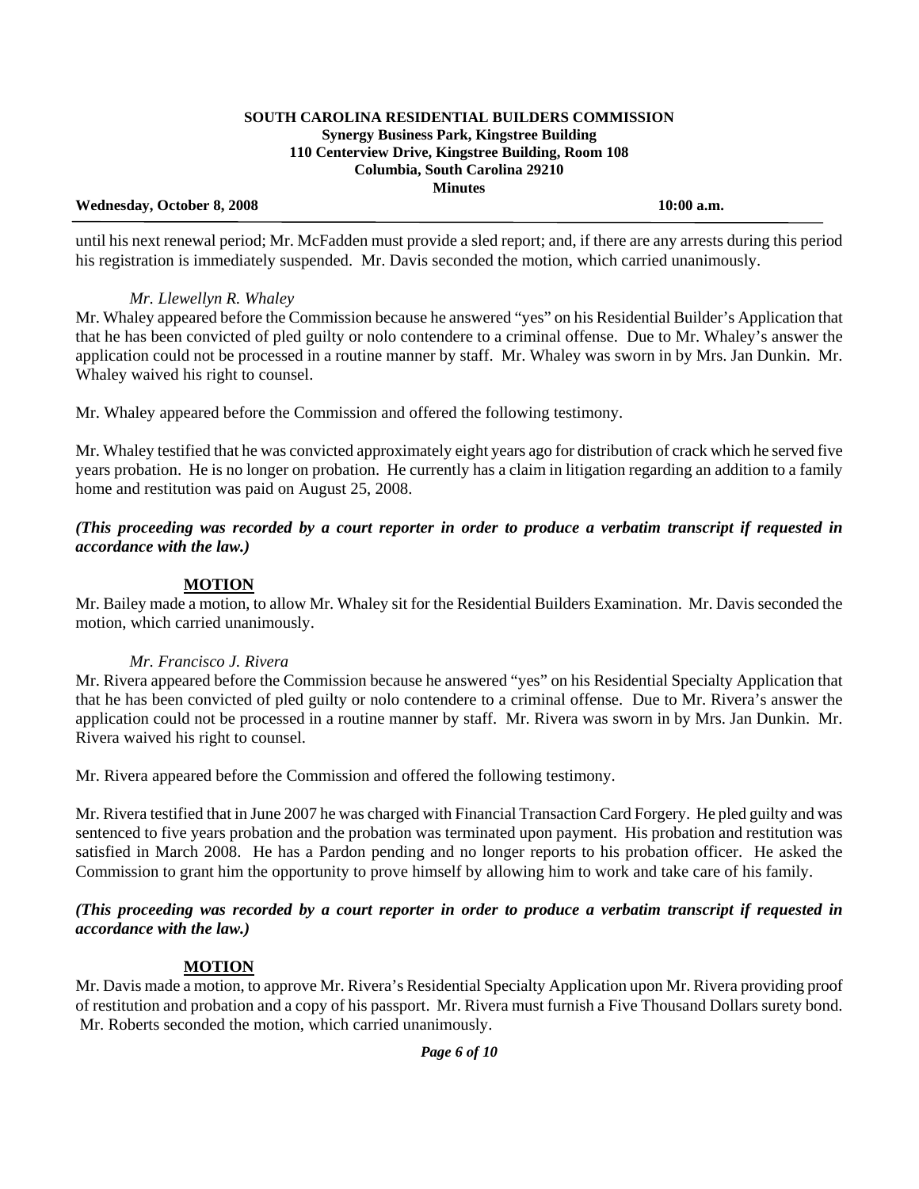until his next renewal period; Mr. McFadden must provide a sled report; and, if there are any arrests during this period his registration is immediately suspended. Mr. Davis seconded the motion, which carried unanimously.

*Mr. Llewellyn R. Whaley*

Mr. Whaley appeared before the Commission because he answered "yes" on his Residential Builder's Application that that he has been convicted of pled guilty or nolo contendere to a criminal offense. Due to Mr. Whaley's answer the application could not be processed in a routine manner by staff. Mr. Whaley was sworn in by Mrs. Jan Dunkin. Mr. Whaley waived his right to counsel.

Mr. Whaley appeared before the Commission and offered the following testimony.

Mr. Whaley testified that he was convicted approximately eight years ago for distribution of crack which he served five years probation. He is no longer on probation. He currently has a claim in litigation regarding an addition to a family home and restitution was paid on August 25, 2008.

***(This proceeding was recorded by a court reporter in order to produce a verbatim transcript if requested in accordance with the law.)***

**MOTION**

Mr. Bailey made a motion, to allow Mr. Whaley sit for the Residential Builders Examination. Mr. Davis seconded the motion, which carried unanimously.

*Mr. Francisco J. Rivera*

Mr. Rivera appeared before the Commission because he answered "yes" on his Residential Specialty Application that that he has been convicted of pled guilty or nolo contendere to a criminal offense. Due to Mr. Rivera's answer the application could not be processed in a routine manner by staff. Mr. Rivera was sworn in by Mrs. Jan Dunkin. Mr. Rivera waived his right to counsel.

Mr. Rivera appeared before the Commission and offered the following testimony.

Mr. Rivera testified that in June 2007 he was charged with Financial Transaction Card Forgery. He pled guilty and was sentenced to five years probation and the probation was terminated upon payment. His probation and restitution was satisfied in March 2008. He has a Pardon pending and no longer reports to his probation officer. He asked the Commission to grant him the opportunity to prove himself by allowing him to work and take care of his family.

***(This proceeding was recorded by a court reporter in order to produce a verbatim transcript if requested in accordance with the law.)***

**MOTION**

Mr. Davis made a motion, to approve Mr. Rivera's Residential Specialty Application upon Mr. Rivera providing proof of restitution and probation and a copy of his passport. Mr. Rivera must furnish a Five Thousand Dollars surety bond. Mr. Roberts seconded the motion, which carried unanimously.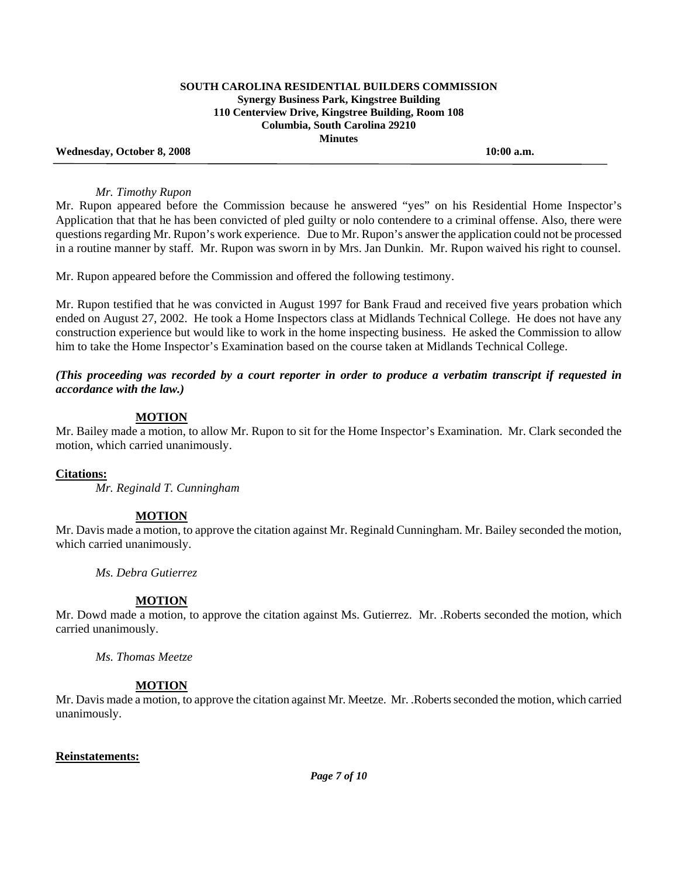*Mr. Timothy Rupon*

Mr. Rupon appeared before the Commission because he answered "yes" on his Residential Home Inspector's Application that that he has been convicted of pled guilty or nolo contendere to a criminal offense. Also, there were questions regarding Mr. Rupon's work experience. Due to Mr. Rupon's answer the application could not be processed in a routine manner by staff. Mr. Rupon was sworn in by Mrs. Jan Dunkin. Mr. Rupon waived his right to counsel.

Mr. Rupon appeared before the Commission and offered the following testimony.

Mr. Rupon testified that he was convicted in August 1997 for Bank Fraud and received five years probation which ended on August 27, 2002. He took a Home Inspectors class at Midlands Technical College. He does not have any construction experience but would like to work in the home inspecting business. He asked the Commission to allow him to take the Home Inspector's Examination based on the course taken at Midlands Technical College.

***(This proceeding was recorded by a court reporter in order to produce a verbatim transcript if requested in accordance with the law.)***

**MOTION**

Mr. Bailey made a motion, to allow Mr. Rupon to sit for the Home Inspector's Examination. Mr. Clark seconded the motion, which carried unanimously.

**Citations:**

*Mr. Reginald T. Cunningham*

**MOTION**

Mr. Davis made a motion, to approve the citation against Mr. Reginald Cunningham. Mr. Bailey seconded the motion, which carried unanimously.

*Ms. Debra Gutierrez*

**MOTION**

Mr. Dowd made a motion, to approve the citation against Ms. Gutierrez. Mr. .Roberts seconded the motion, which carried unanimously.

*Ms. Thomas Meetze*

**MOTION**

Mr. Davis made a motion, to approve the citation against Mr. Meetze. Mr. .Roberts seconded the motion, which carried unanimously.

**Reinstatements:**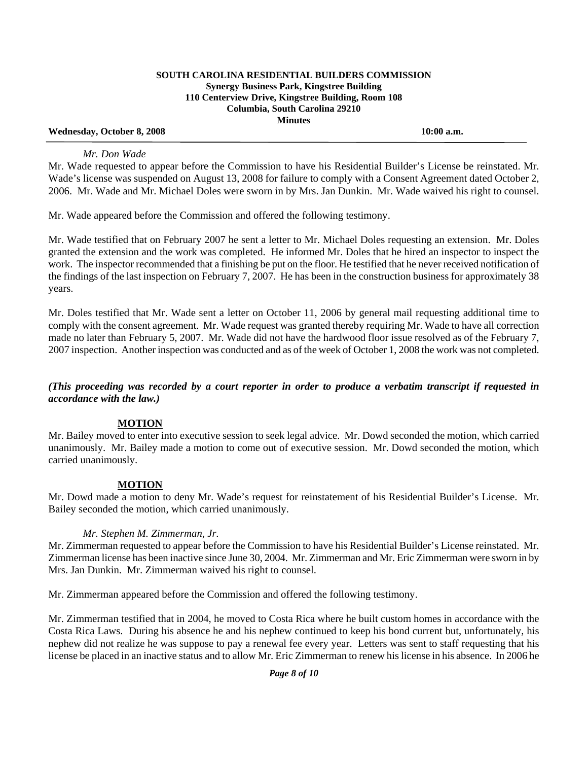*Mr. Don Wade*

Mr. Wade requested to appear before the Commission to have his Residential Builder's License be reinstated. Mr. Wade's license was suspended on August 13, 2008 for failure to comply with a Consent Agreement dated October 2, 2006. Mr. Wade and Mr. Michael Doles were sworn in by Mrs. Jan Dunkin. Mr. Wade waived his right to counsel.

Mr. Wade appeared before the Commission and offered the following testimony.

Mr. Wade testified that on February 2007 he sent a letter to Mr. Michael Doles requesting an extension. Mr. Doles granted the extension and the work was completed. He informed Mr. Doles that he hired an inspector to inspect the work. The inspector recommended that a finishing be put on the floor. He testified that he never received notification of the findings of the last inspection on February 7, 2007. He has been in the construction business for approximately 38 years.

Mr. Doles testified that Mr. Wade sent a letter on October 11, 2006 by general mail requesting additional time to comply with the consent agreement. Mr. Wade request was granted thereby requiring Mr. Wade to have all correction made no later than February 5, 2007. Mr. Wade did not have the hardwood floor issue resolved as of the February 7, 2007 inspection. Another inspection was conducted and as of the week of October 1, 2008 the work was not completed.

***(This proceeding was recorded by a court reporter in order to produce a verbatim transcript if requested in accordance with the law.)***

**MOTION**

Mr. Bailey moved to enter into executive session to seek legal advice. Mr. Dowd seconded the motion, which carried unanimously. Mr. Bailey made a motion to come out of executive session. Mr. Dowd seconded the motion, which carried unanimously.

**MOTION**

Mr. Dowd made a motion to deny Mr. Wade's request for reinstatement of his Residential Builder's License. Mr. Bailey seconded the motion, which carried unanimously.

*Mr. Stephen M. Zimmerman, Jr.*

Mr. Zimmerman requested to appear before the Commission to have his Residential Builder's License reinstated. Mr. Zimmerman license has been inactive since June 30, 2004. Mr. Zimmerman and Mr. Eric Zimmerman were sworn in by Mrs. Jan Dunkin. Mr. Zimmerman waived his right to counsel.

Mr. Zimmerman appeared before the Commission and offered the following testimony.

Mr. Zimmerman testified that in 2004, he moved to Costa Rica where he built custom homes in accordance with the Costa Rica Laws. During his absence he and his nephew continued to keep his bond current but, unfortunately, his nephew did not realize he was suppose to pay a renewal fee every year. Letters was sent to staff requesting that his license be placed in an inactive status and to allow Mr. Eric Zimmerman to renew his license in his absence. In 2006 he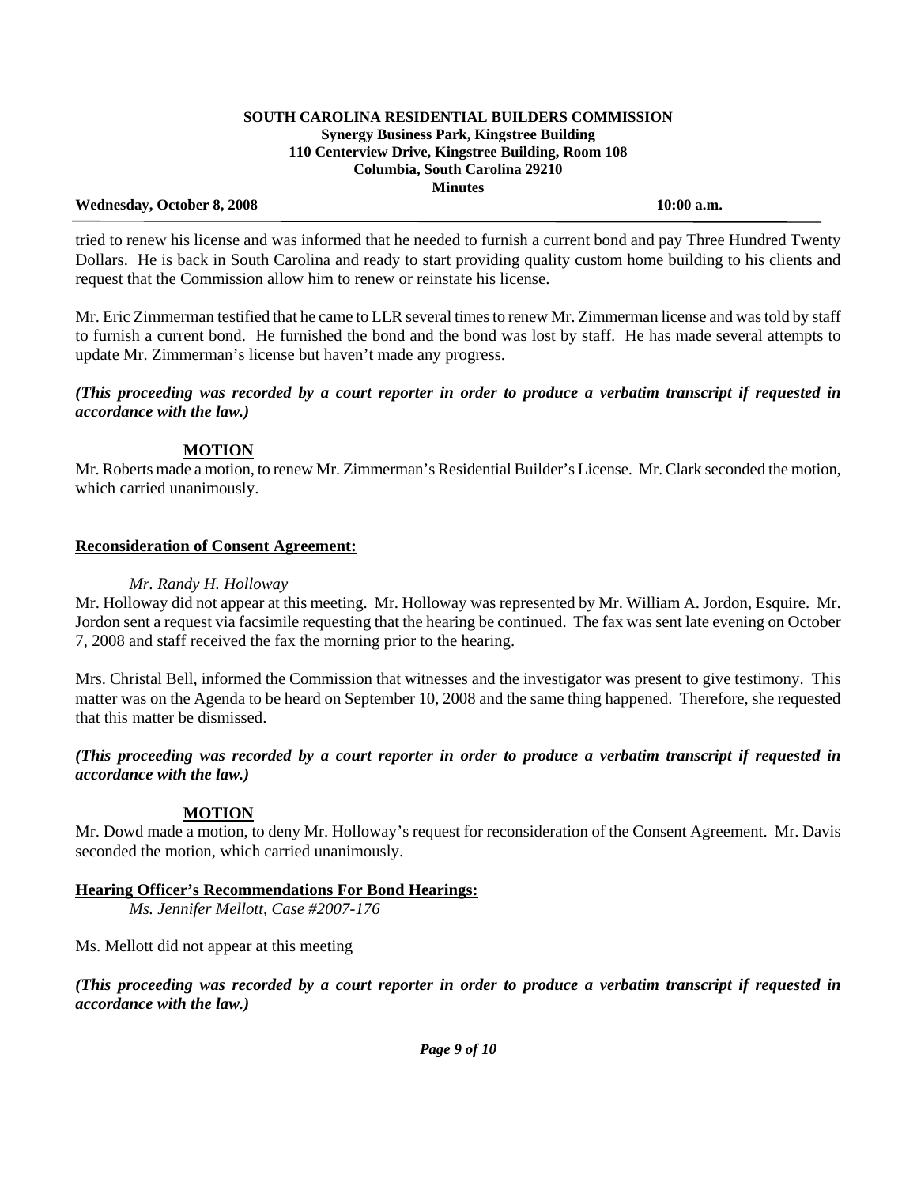tried to renew his license and was informed that he needed to furnish a current bond and pay Three Hundred Twenty Dollars. He is back in South Carolina and ready to start providing quality custom home building to his clients and request that the Commission allow him to renew or reinstate his license.

Mr. Eric Zimmerman testified that he came to LLR several times to renew Mr. Zimmerman license and was told by staff to furnish a current bond. He furnished the bond and the bond was lost by staff. He has made several attempts to update Mr. Zimmerman's license but haven't made any progress.

***(This proceeding was recorded by a court reporter in order to produce a verbatim transcript if requested in accordance with the law.)***

**MOTION**

Mr. Roberts made a motion, to renew Mr. Zimmerman's Residential Builder's License. Mr. Clark seconded the motion, which carried unanimously.

**Reconsideration of Consent Agreement:**

*Mr. Randy H. Holloway*

Mr. Holloway did not appear at this meeting. Mr. Holloway was represented by Mr. William A. Jordon, Esquire. Mr. Jordon sent a request via facsimile requesting that the hearing be continued. The fax was sent late evening on October 7, 2008 and staff received the fax the morning prior to the hearing.

Mrs. Christal Bell, informed the Commission that witnesses and the investigator was present to give testimony. This matter was on the Agenda to be heard on September 10, 2008 and the same thing happened. Therefore, she requested that this matter be dismissed.

***(This proceeding was recorded by a court reporter in order to produce a verbatim transcript if requested in accordance with the law.)***

**MOTION**

Mr. Dowd made a motion, to deny Mr. Holloway's request for reconsideration of the Consent Agreement. Mr. Davis seconded the motion, which carried unanimously.

**Hearing Officer's Recommendations For Bond Hearings:**

*Ms. Jennifer Mellott, Case #2007-176*

Ms. Mellott did not appear at this meeting

***(This proceeding was recorded by a court reporter in order to produce a verbatim transcript if requested in accordance with the law.)***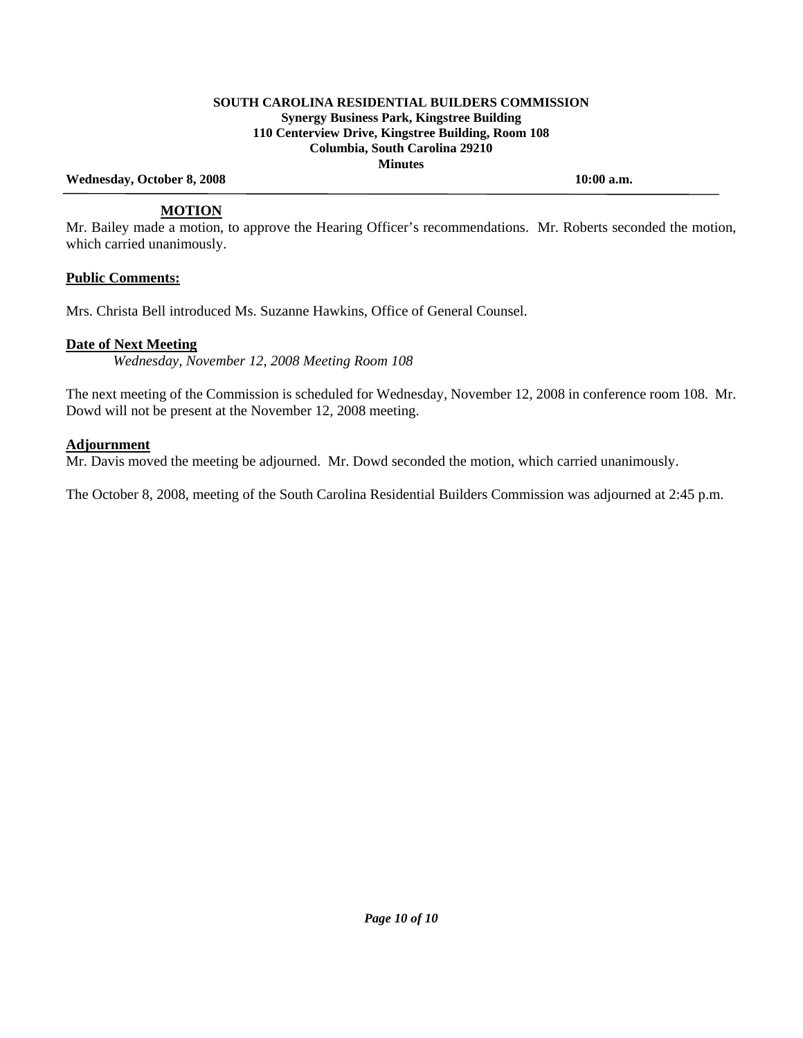**MOTION**

Mr. Bailey made a motion, to approve the Hearing Officer's recommendations. Mr. Roberts seconded the motion, which carried unanimously.

**Public Comments:**

Mrs. Christa Bell introduced Ms. Suzanne Hawkins, Office of General Counsel.

**Date of Next Meeting**

*Wednesday, November 12, 2008 Meeting Room 108*

The next meeting of the Commission is scheduled for Wednesday, November 12, 2008 in conference room 108. Mr. Dowd will not be present at the November 12, 2008 meeting.

**Adjournment**

Mr. Davis moved the meeting be adjourned. Mr. Dowd seconded the motion, which carried unanimously.

The October 8, 2008, meeting of the South Carolina Residential Builders Commission was adjourned at 2:45 p.m.